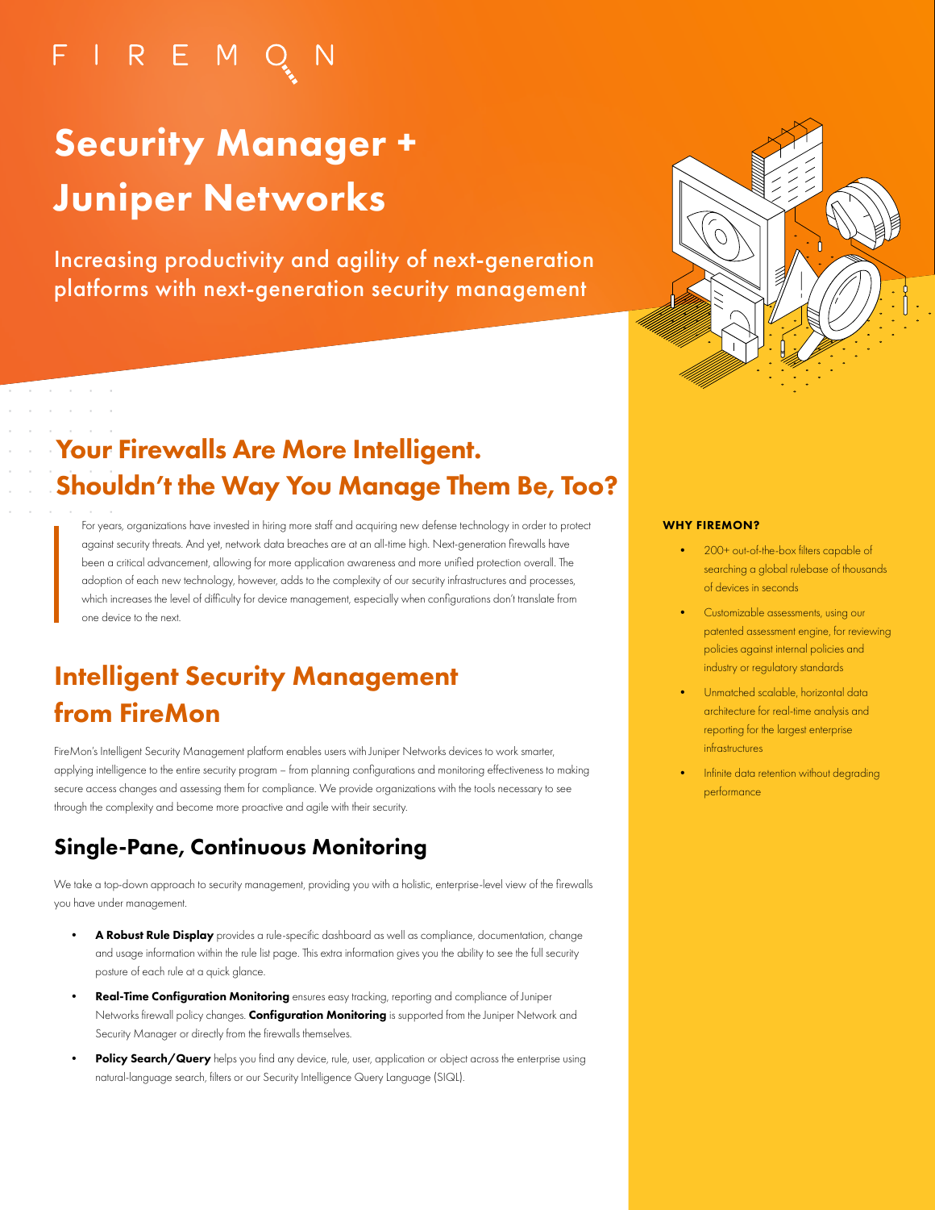FIREMON

# Security Manager + Juniper Networks

Increasing productivity and agility of next-generation platforms with next-generation security management

## Your Firewalls Are More Intelligent. Shouldn't the Way You Manage Them Be, Too?

For years, organizations have invested in hiring more staff and acquiring new defense technology in order to protect against security threats. And yet, network data breaches are at an all-time high. Next-generation firewalls have been a critical advancement, allowing for more application awareness and more unified protection overall. The adoption of each new technology, however, adds to the complexity of our security infrastructures and processes, which increases the level of difficulty for device management, especially when configurations don't translate from one device to the next.

## Intelligent Security Management from FireMon

FireMon's Intelligent Security Management platform enables users with Juniper Networks devices to work smarter, applying intelligence to the entire security program – from planning configurations and monitoring effectiveness to making secure access changes and assessing them for compliance. We provide organizations with the tools necessary to see through the complexity and become more proactive and agile with their security.

### Single-Pane, Continuous Monitoring

We take a top-down approach to security management, providing you with a holistic, enterprise-level view of the firewalls you have under management.

- **A Robust Rule Display** provides a rule-specific dashboard as well as compliance, documentation, change and usage information within the rule list page. This extra information gives you the ability to see the full security posture of each rule at a quick glance.
- **Real-Time Configuration Monitoring** ensures easy tracking, reporting and compliance of Juniper Networks firewall policy changes. **Configuration Monitoring** is supported from the Juniper Network and Security Manager or directly from the firewalls themselves.
- **Policy Search/Query** helps you find any device, rule, user, application or object across the enterprise using natural-language search, filters or our Security Intelligence Query Language (SIQL).

**WHY FIREMON?**

- 200+ out-of-the-box filters capable of searching a global rulebase of thousands of devices in seconds
- Customizable assessments, using our patented assessment engine, for reviewing policies against internal policies and industry or regulatory standards
- Unmatched scalable, horizontal data architecture for real-time analysis and reporting for the largest enterprise infrastructures
- Infinite data retention without degrading performance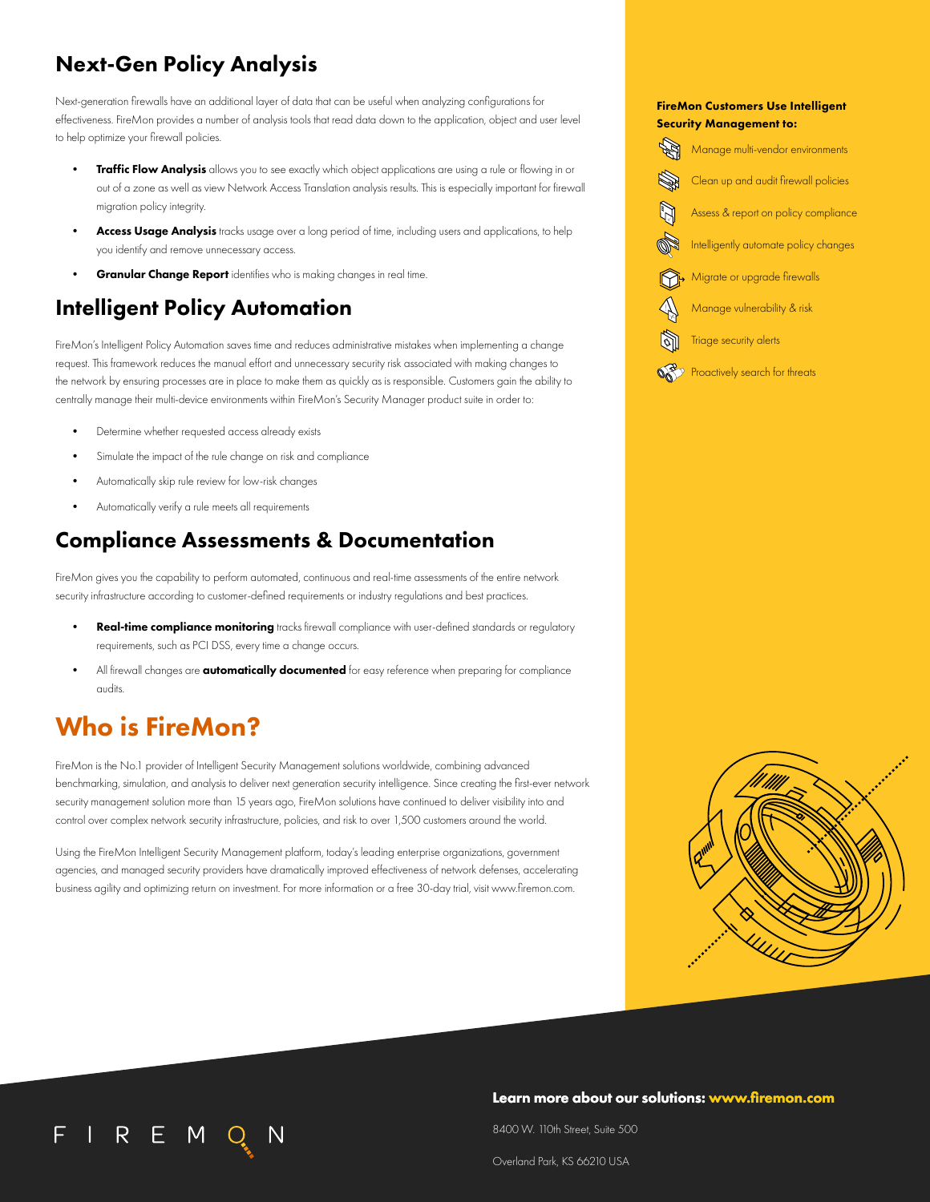## Next-Gen Policy Analysis

Next-generation firewalls have an additional layer of data that can be useful when analyzing configurations for effectiveness. FireMon provides a number of analysis tools that read data down to the application, object and user level to help optimize your firewall policies.

- **Traffic Flow Analysis** allows you to see exactly which object applications are using a rule or flowing in or out of a zone as well as view Network Access Translation analysis results. This is especially important for firewall migration policy integrity.
- **Access Usage Analysis** tracks usage over a long period of time, including users and applications, to help you identify and remove unnecessary access.
- **Granular Change Report** identifies who is making changes in real time.

## Intelligent Policy Automation

FireMon's Intelligent Policy Automation saves time and reduces administrative mistakes when implementing a change request. This framework reduces the manual effort and unnecessary security risk associated with making changes to the network by ensuring processes are in place to make them as quickly as is responsible. Customers gain the ability to centrally manage their multi-device environments within FireMon's Security Manager product suite in order to:

- Determine whether requested access already exists
- Simulate the impact of the rule change on risk and compliance
- Automatically skip rule review for low-risk changes
- Automatically verify a rule meets all requirements

## Compliance Assessments & Documentation

FireMon gives you the capability to perform automated, continuous and real-time assessments of the entire network security infrastructure according to customer-defined requirements or industry regulations and best practices.

- **Real-time compliance monitoring** tracks firewall compliance with user-defined standards or regulatory requirements, such as PCI DSS, every time a change occurs.
- All firewall changes are **automatically documented** for easy reference when preparing for compliance audits.

## Who is FireMon?

FireMon is the No.1 provider of Intelligent Security Management solutions worldwide, combining advanced benchmarking, simulation, and analysis to deliver next generation security intelligence. Since creating the first-ever network security management solution more than 15 years ago, FireMon solutions have continued to deliver visibility into and control over complex network security infrastructure, policies, and risk to over 1,500 customers around the world.

Using the FireMon Intelligent Security Management platform, today's leading enterprise organizations, government agencies, and managed security providers have dramatically improved effectiveness of network defenses, accelerating business agility and optimizing return on investment. For more information or a free 30-day trial, visit www.firemon.com.

**FireMon Customers Use Intelligent Security Management to:**

- Manage multi-vendor environments
- Clean up and audit firewall policies
- Assess & report on policy compliance
- Intelligently automate policy changes
- Migrate or upgrade firewalls
- Manage vulnerability & risk
- Triage security alerts
- Proactively search for threats

FIREMON

**Learn more about our solutions: www.firemon.com**

8400 W. 110th Street, Suite 500

Overland Park, KS 66210 USA